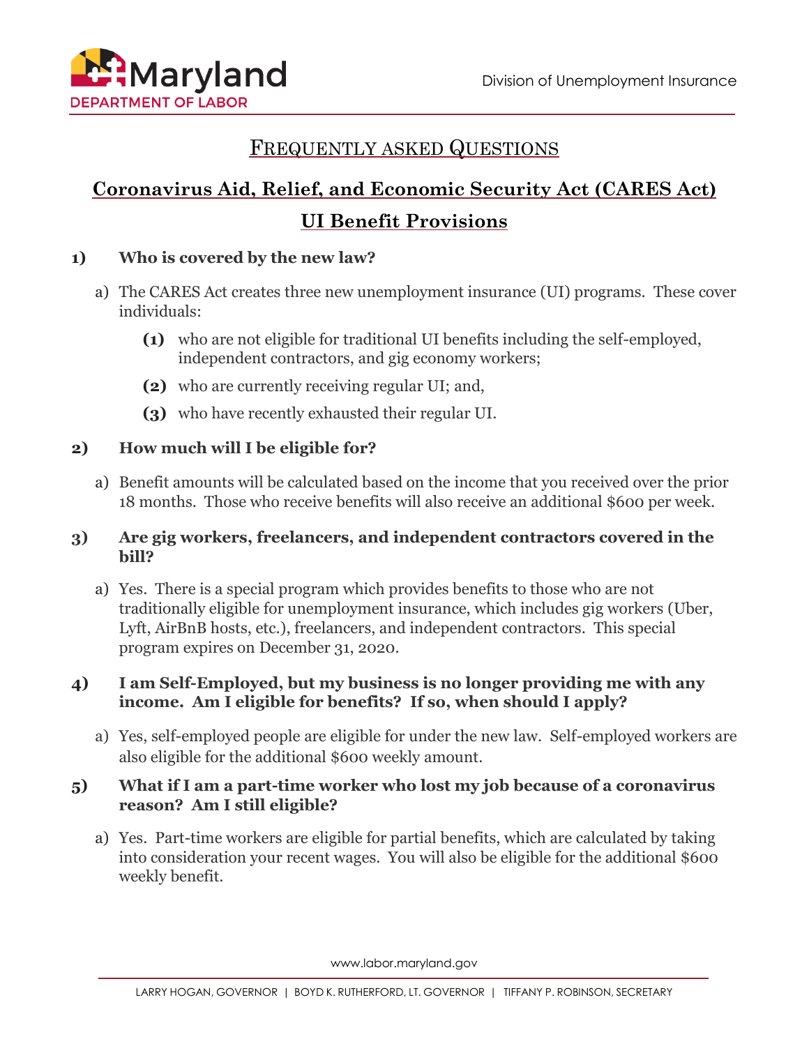Division of Unemployment Insurance

# FREQUENTLY ASKED QUESTIONS

## Coronavirus Aid, Relief, and Economic Security Act (CARES Act)

## UI Benefit Provisions

**1) Who is covered by the new law?**

a) The CARES Act creates three new unemployment insurance (UI) programs. These cover individuals:

- **(1)** who are not eligible for traditional UI benefits including the self-employed, independent contractors, and gig economy workers;
- **(2)** who are currently receiving regular UI; and,
- **(3)** who have recently exhausted their regular UI.

**2) How much will I be eligible for?**

a) Benefit amounts will be calculated based on the income that you received over the prior 18 months. Those who receive benefits will also receive an additional $600 per week.

**3) Are gig workers, freelancers, and independent contractors covered in the bill?**

a) Yes. There is a special program which provides benefits to those who are not traditionally eligible for unemployment insurance, which includes gig workers (Uber, Lyft, AirBnB hosts, etc.), freelancers, and independent contractors. This special program expires on December 31, 2020.

**4) I am Self-Employed, but my business is no longer providing me with any income. Am I eligible for benefits? If so, when should I apply?**

a) Yes, self-employed people are eligible for under the new law. Self-employed workers are also eligible for the additional $600 weekly amount.

**5) What if I am a part-time worker who lost my job because of a coronavirus reason? Am I still eligible?**

a) Yes. Part-time workers are eligible for partial benefits, which are calculated by taking into consideration your recent wages. You will also be eligible for the additional $600 weekly benefit.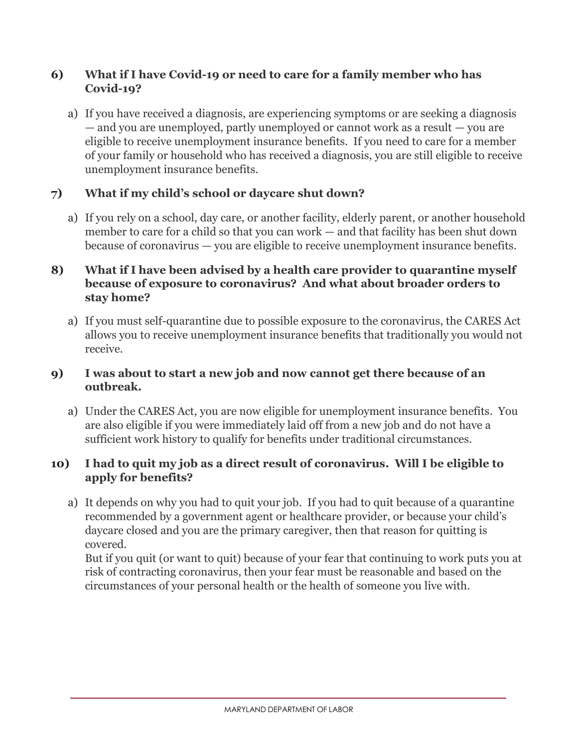### 6) What if I have Covid-19 or need to care for a family member who has Covid-19?

a) If you have received a diagnosis, are experiencing symptoms or are seeking a diagnosis — and you are unemployed, partly unemployed or cannot work as a result — you are eligible to receive unemployment insurance benefits. If you need to care for a member of your family or household who has received a diagnosis, you are still eligible to receive unemployment insurance benefits.

### 7) What if my child's school or daycare shut down?

a) If you rely on a school, day care, or another facility, elderly parent, or another household member to care for a child so that you can work — and that facility has been shut down because of coronavirus — you are eligible to receive unemployment insurance benefits.

### 8) What if I have been advised by a health care provider to quarantine myself because of exposure to coronavirus? And what about broader orders to stay home?

a) If you must self-quarantine due to possible exposure to the coronavirus, the CARES Act allows you to receive unemployment insurance benefits that traditionally you would not receive.

### 9) I was about to start a new job and now cannot get there because of an outbreak.

a) Under the CARES Act, you are now eligible for unemployment insurance benefits. You are also eligible if you were immediately laid off from a new job and do not have a sufficient work history to qualify for benefits under traditional circumstances.

### 10) I had to quit my job as a direct result of coronavirus. Will I be eligible to apply for benefits?

a) It depends on why you had to quit your job. If you had to quit because of a quarantine recommended by a government agent or healthcare provider, or because your child's daycare closed and you are the primary caregiver, then that reason for quitting is covered.
But if you quit (or want to quit) because of your fear that continuing to work puts you at risk of contracting coronavirus, then your fear must be reasonable and based on the circumstances of your personal health or the health of someone you live with.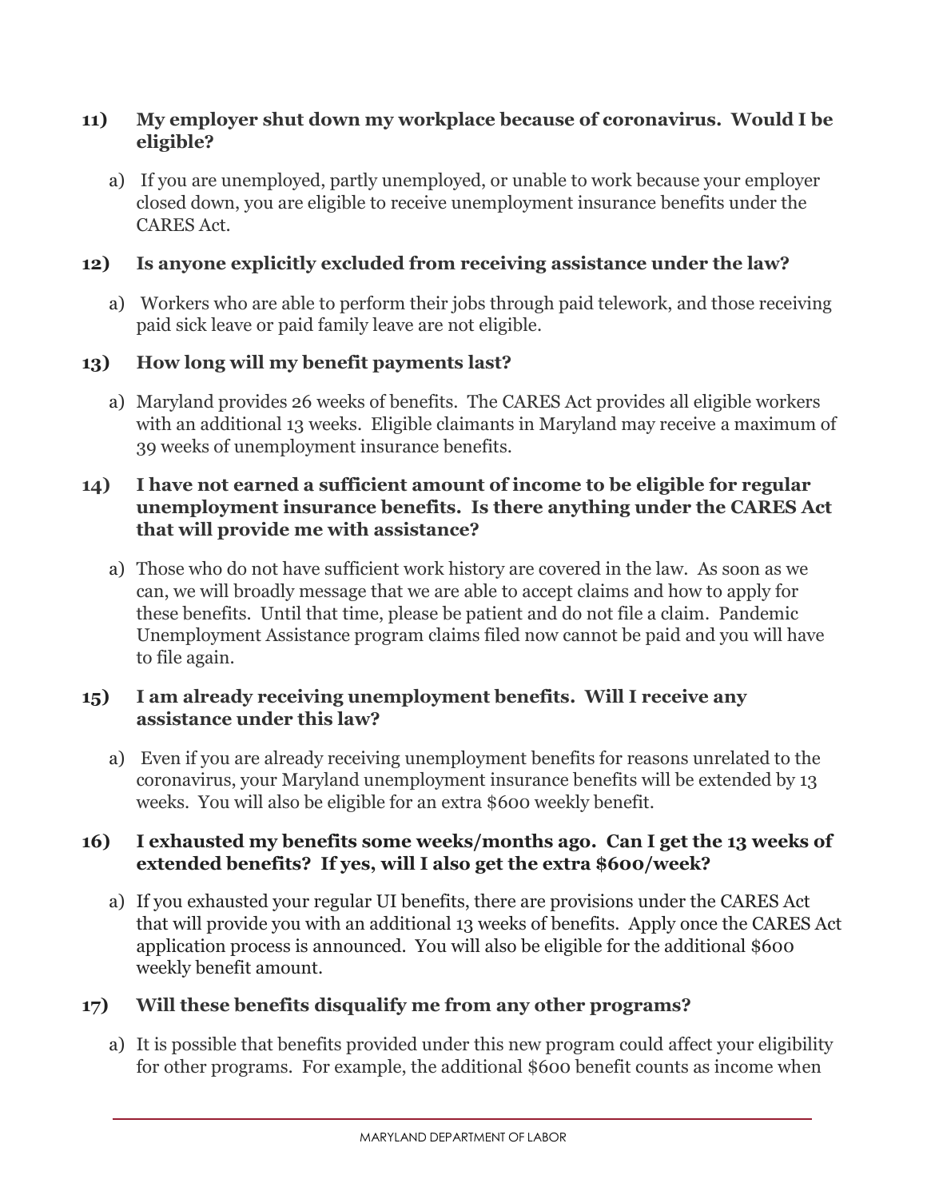**11) My employer shut down my workplace because of coronavirus. Would I be eligible?**

a) If you are unemployed, partly unemployed, or unable to work because your employer closed down, you are eligible to receive unemployment insurance benefits under the CARES Act.

**12) Is anyone explicitly excluded from receiving assistance under the law?**

a) Workers who are able to perform their jobs through paid telework, and those receiving paid sick leave or paid family leave are not eligible.

**13) How long will my benefit payments last?**

a) Maryland provides 26 weeks of benefits. The CARES Act provides all eligible workers with an additional 13 weeks. Eligible claimants in Maryland may receive a maximum of 39 weeks of unemployment insurance benefits.

**14) I have not earned a sufficient amount of income to be eligible for regular unemployment insurance benefits. Is there anything under the CARES Act that will provide me with assistance?**

a) Those who do not have sufficient work history are covered in the law. As soon as we can, we will broadly message that we are able to accept claims and how to apply for these benefits. Until that time, please be patient and do not file a claim. Pandemic Unemployment Assistance program claims filed now cannot be paid and you will have to file again.

**15) I am already receiving unemployment benefits. Will I receive any assistance under this law?**

a) Even if you are already receiving unemployment benefits for reasons unrelated to the coronavirus, your Maryland unemployment insurance benefits will be extended by 13 weeks. You will also be eligible for an extra $600 weekly benefit.

**16) I exhausted my benefits some weeks/months ago. Can I get the 13 weeks of extended benefits? If yes, will I also get the extra $600/week?**

a) If you exhausted your regular UI benefits, there are provisions under the CARES Act that will provide you with an additional 13 weeks of benefits. Apply once the CARES Act application process is announced. You will also be eligible for the additional $600 weekly benefit amount.

**17) Will these benefits disqualify me from any other programs?**

a) It is possible that benefits provided under this new program could affect your eligibility for other programs. For example, the additional $600 benefit counts as income when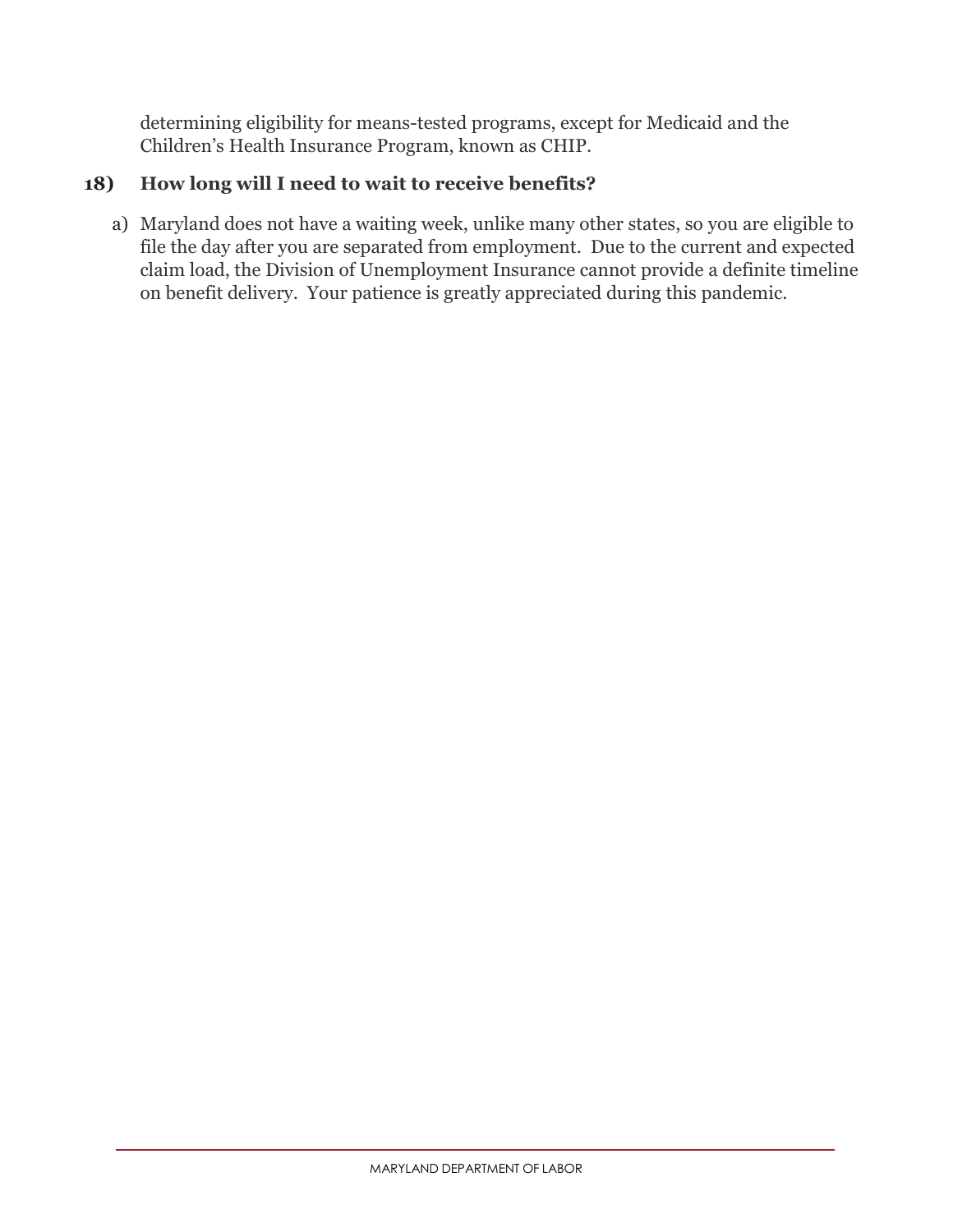determining eligibility for means-tested programs, except for Medicaid and the Children's Health Insurance Program, known as CHIP.

**18) How long will I need to wait to receive benefits?**

a) Maryland does not have a waiting week, unlike many other states, so you are eligible to file the day after you are separated from employment. Due to the current and expected claim load, the Division of Unemployment Insurance cannot provide a definite timeline on benefit delivery. Your patience is greatly appreciated during this pandemic.